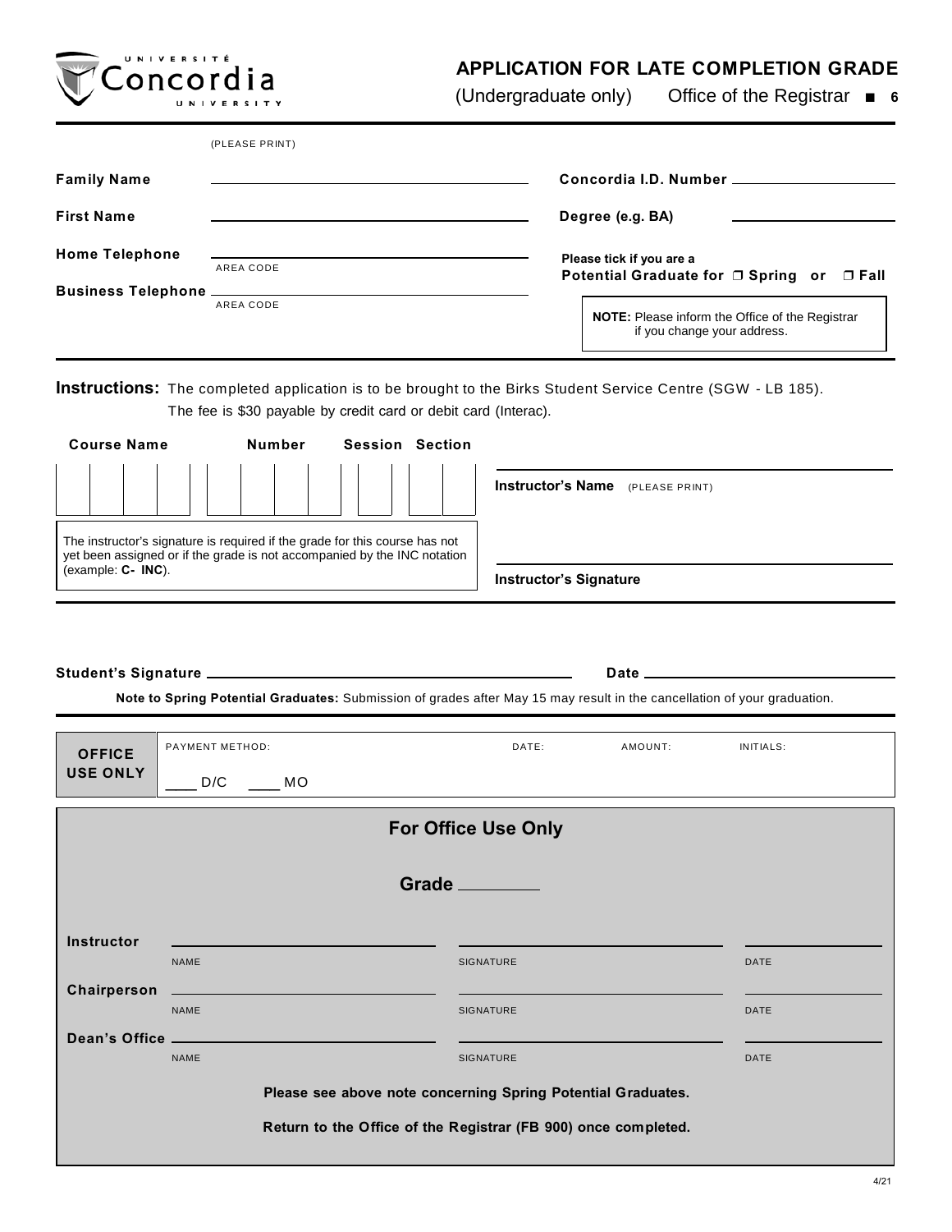UNIVERSITÉ Concordia UNIVERSITY

# APPLICATION FOR LATE COMPLETION GRADE

(Undergraduate only) Office of the Registrar ■ 6

(PLEASE PRINT)

**Family Name** ______________________ **Concordia I.D. Number** ______________________

**First Name** ______________________ **Degree (e.g. BA)** ______________________

**Home Telephone** ______________________
AREA CODE

**Please tick if you are a Potential Graduate for ❐ Spring or ❐ Fall**

**Business Telephone** ______________________
AREA CODE

**NOTE:** Please inform the Office of the Registrar if you change your address.

**Instructions:** The completed application is to be brought to the Birks Student Service Centre (SGW - LB 185). The fee is $30 payable by credit card or debit card (Interac).

| Course Name | Number | Session | Section |
|---|---|---|---|
| | | | |

**Instructor's Name** (PLEASE PRINT) ______________________

The instructor's signature is required if the grade for this course has not yet been assigned or if the grade is not accompanied by the INC notation (example: **C- INC**).

**Instructor's Signature** ______________________

**Student's Signature** ______________________ **Date** ______________________

**Note to Spring Potential Graduates:** Submission of grades after May 15 may result in the cancellation of your graduation.

| OFFICE USE ONLY | PAYMENT METHOD: ____ D/C ____ MO | DATE: | AMOUNT: | INITIALS: |
|---|---|---|---|---|

## For Office Use Only

**Grade** ________

| | NAME | SIGNATURE | DATE |
|---|---|---|---|
| **Instructor** | | | |
| **Chairperson** | | | |
| **Dean's Office** | | | |

**Please see above note concerning Spring Potential Graduates.**

**Return to the Office of the Registrar (FB 900) once completed.**

4/21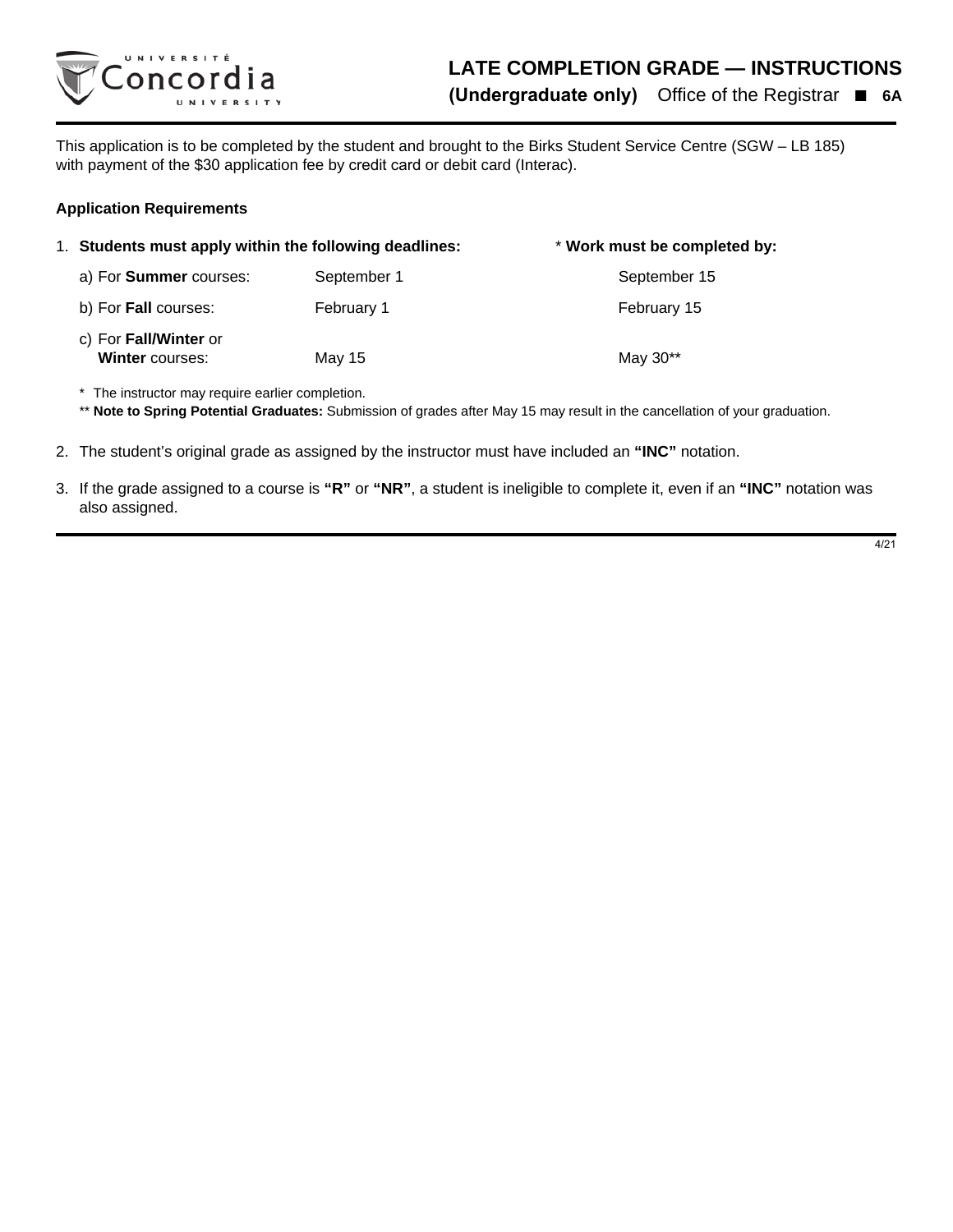# LATE COMPLETION GRADE — INSTRUCTIONS

**(Undergraduate only)** Office of the Registrar ■ **6A**

This application is to be completed by the student and brought to the Birks Student Service Centre (SGW – LB 185) with payment of the $30 application fee by credit card or debit card (Interac).

**Application Requirements**

1. **Students must apply within the following deadlines:**

| | Apply by | * **Work must be completed by:** |
|---|---|---|
| a) For **Summer** courses: | September 1 | September 15 |
| b) For **Fall** courses: | February 1 | February 15 |
| c) For **Fall/Winter** or **Winter** courses: | May 15 | May 30** |

\* The instructor may require earlier completion.

** **Note to Spring Potential Graduates:** Submission of grades after May 15 may result in the cancellation of your graduation.

2. The student's original grade as assigned by the instructor must have included an **"INC"** notation.

3. If the grade assigned to a course is **"R"** or **"NR"**, a student is ineligible to complete it, even if an **"INC"** notation was also assigned.

4/21